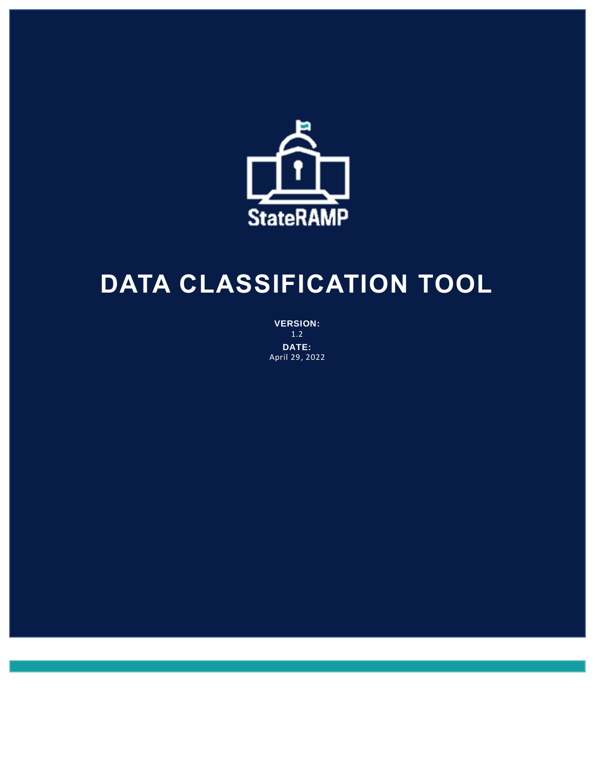StateRAMP

# DATA CLASSIFICATION TOOL

**VERSION:**
1.2

**DATE:**
April 29, 2022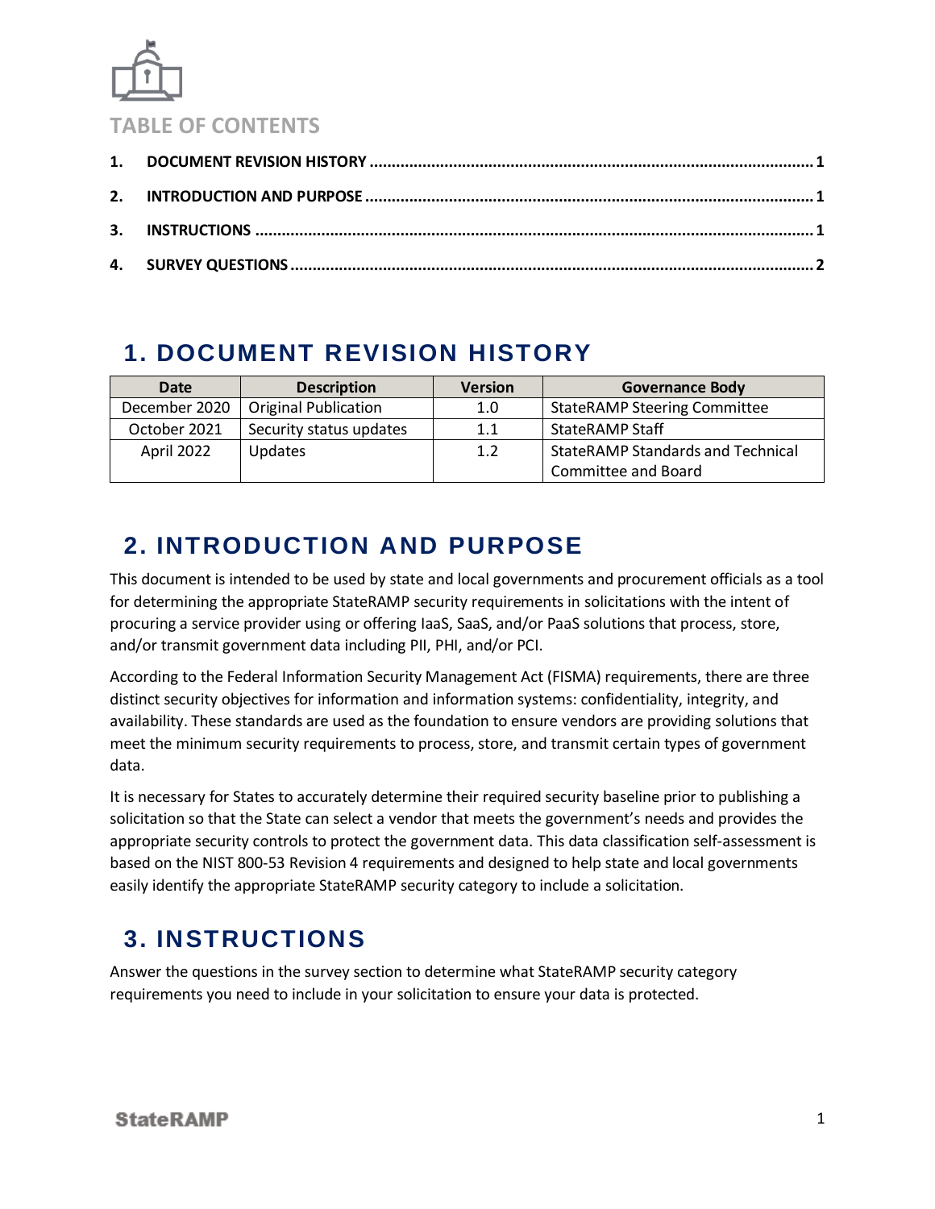## TABLE OF CONTENTS

1. DOCUMENT REVISION HISTORY ..... 1
2. INTRODUCTION AND PURPOSE ..... 1
3. INSTRUCTIONS ..... 1
4. SURVEY QUESTIONS ..... 2

# 1. DOCUMENT REVISION HISTORY

| Date | Description | Version | Governance Body |
|---|---|---|---|
| December 2020 | Original Publication | 1.0 | StateRAMP Steering Committee |
| October 2021 | Security status updates | 1.1 | StateRAMP Staff |
| April 2022 | Updates | 1.2 | StateRAMP Standards and Technical Committee and Board |

# 2. INTRODUCTION AND PURPOSE

This document is intended to be used by state and local governments and procurement officials as a tool for determining the appropriate StateRAMP security requirements in solicitations with the intent of procuring a service provider using or offering IaaS, SaaS, and/or PaaS solutions that process, store, and/or transmit government data including PII, PHI, and/or PCI.

According to the Federal Information Security Management Act (FISMA) requirements, there are three distinct security objectives for information and information systems: confidentiality, integrity, and availability. These standards are used as the foundation to ensure vendors are providing solutions that meet the minimum security requirements to process, store, and transmit certain types of government data.

It is necessary for States to accurately determine their required security baseline prior to publishing a solicitation so that the State can select a vendor that meets the government's needs and provides the appropriate security controls to protect the government data. This data classification self-assessment is based on the NIST 800-53 Revision 4 requirements and designed to help state and local governments easily identify the appropriate StateRAMP security category to include a solicitation.

# 3. INSTRUCTIONS

Answer the questions in the survey section to determine what StateRAMP security category requirements you need to include in your solicitation to ensure your data is protected.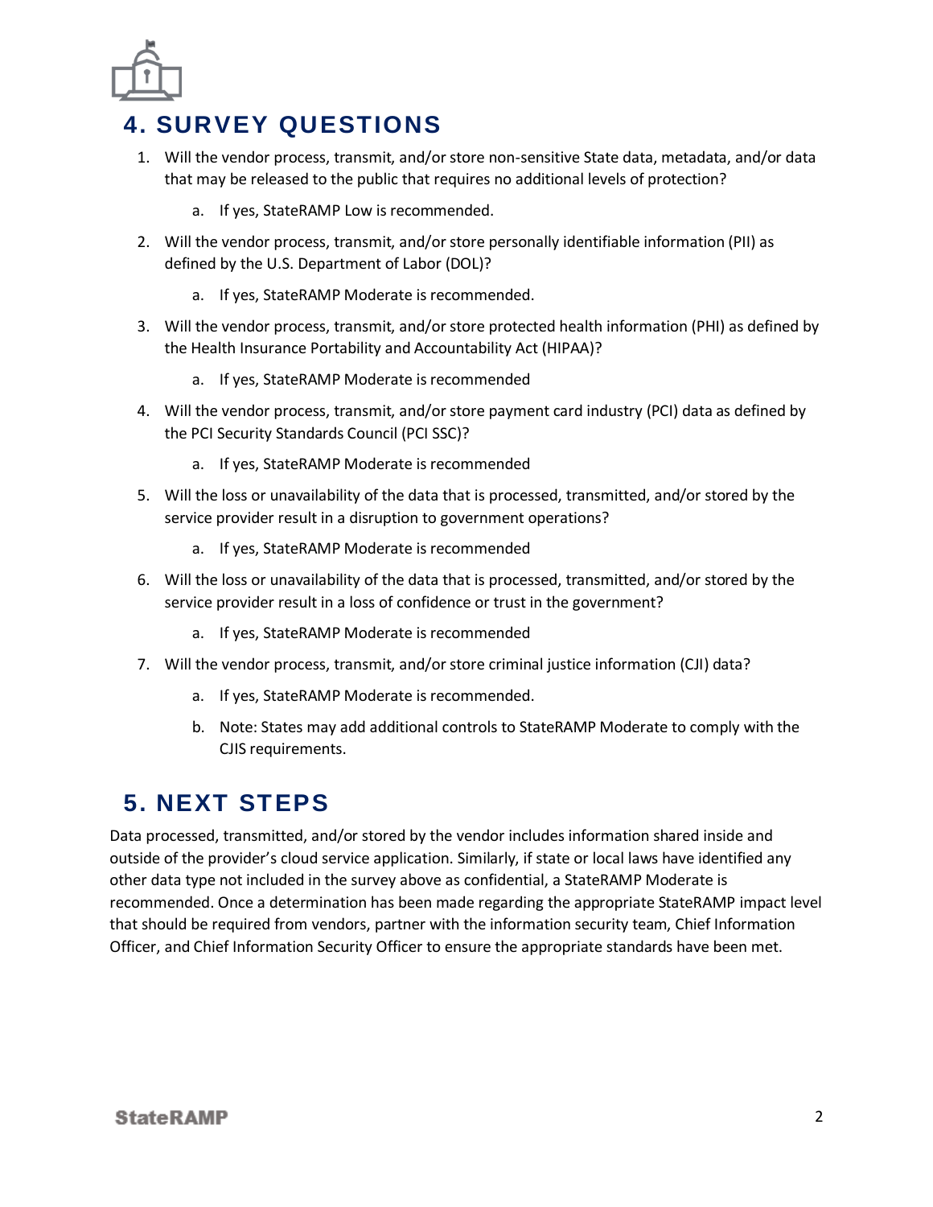## 4. SURVEY QUESTIONS

1. Will the vendor process, transmit, and/or store non-sensitive State data, metadata, and/or data that may be released to the public that requires no additional levels of protection?
   a. If yes, StateRAMP Low is recommended.
2. Will the vendor process, transmit, and/or store personally identifiable information (PII) as defined by the U.S. Department of Labor (DOL)?
   a. If yes, StateRAMP Moderate is recommended.
3. Will the vendor process, transmit, and/or store protected health information (PHI) as defined by the Health Insurance Portability and Accountability Act (HIPAA)?
   a. If yes, StateRAMP Moderate is recommended
4. Will the vendor process, transmit, and/or store payment card industry (PCI) data as defined by the PCI Security Standards Council (PCI SSC)?
   a. If yes, StateRAMP Moderate is recommended
5. Will the loss or unavailability of the data that is processed, transmitted, and/or stored by the service provider result in a disruption to government operations?
   a. If yes, StateRAMP Moderate is recommended
6. Will the loss or unavailability of the data that is processed, transmitted, and/or stored by the service provider result in a loss of confidence or trust in the government?
   a. If yes, StateRAMP Moderate is recommended
7. Will the vendor process, transmit, and/or store criminal justice information (CJI) data?
   a. If yes, StateRAMP Moderate is recommended.
   b. Note: States may add additional controls to StateRAMP Moderate to comply with the CJIS requirements.

## 5. NEXT STEPS

Data processed, transmitted, and/or stored by the vendor includes information shared inside and outside of the provider's cloud service application. Similarly, if state or local laws have identified any other data type not included in the survey above as confidential, a StateRAMP Moderate is recommended. Once a determination has been made regarding the appropriate StateRAMP impact level that should be required from vendors, partner with the information security team, Chief Information Officer, and Chief Information Security Officer to ensure the appropriate standards have been met.